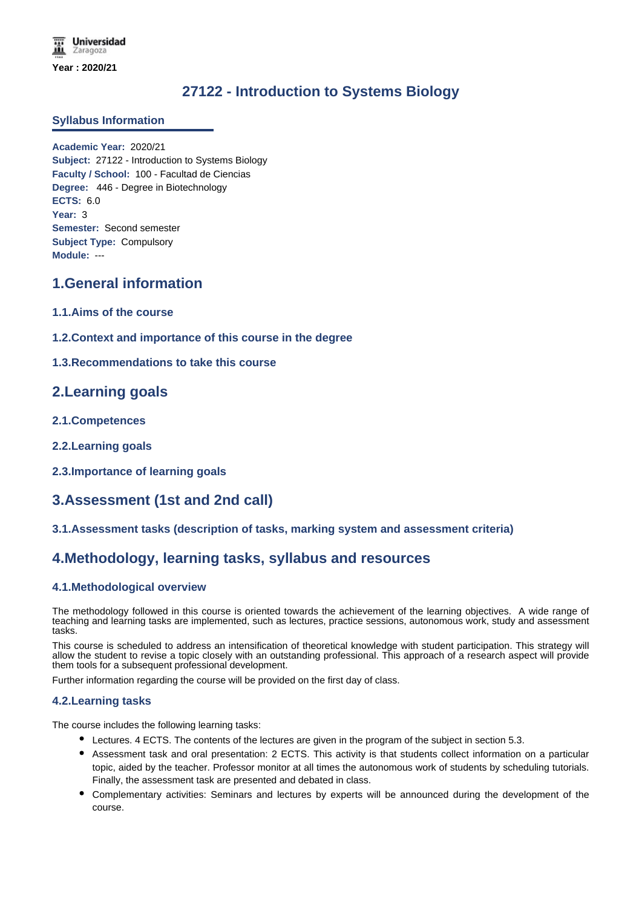Universidad Zaragoza

Year : 2020/21

# 27122 - Introduction to Systems Biology

## Syllabus Information

**Academic Year:** 2020/21
**Subject:** 27122 - Introduction to Systems Biology
**Faculty / School:** 100 - Facultad de Ciencias
**Degree:** 446 - Degree in Biotechnology
**ECTS:** 6.0
**Year:** 3
**Semester:** Second semester
**Subject Type:** Compulsory
**Module:** ---

## 1.General information

### 1.1.Aims of the course

### 1.2.Context and importance of this course in the degree

### 1.3.Recommendations to take this course

## 2.Learning goals

### 2.1.Competences

### 2.2.Learning goals

### 2.3.Importance of learning goals

## 3.Assessment (1st and 2nd call)

### 3.1.Assessment tasks (description of tasks, marking system and assessment criteria)

## 4.Methodology, learning tasks, syllabus and resources

### 4.1.Methodological overview

The methodology followed in this course is oriented towards the achievement of the learning objectives. A wide range of teaching and learning tasks are implemented, such as lectures, practice sessions, autonomous work, study and assessment tasks.

This course is scheduled to address an intensification of theoretical knowledge with student participation. This strategy will allow the student to revise a topic closely with an outstanding professional. This approach of a research aspect will provide them tools for a subsequent professional development.

Further information regarding the course will be provided on the first day of class.

### 4.2.Learning tasks

The course includes the following learning tasks:

- Lectures. 4 ECTS. The contents of the lectures are given in the program of the subject in section 5.3.
- Assessment task and oral presentation: 2 ECTS. This activity is that students collect information on a particular topic, aided by the teacher. Professor monitor at all times the autonomous work of students by scheduling tutorials. Finally, the assessment task are presented and debated in class.
- Complementary activities: Seminars and lectures by experts will be announced during the development of the course.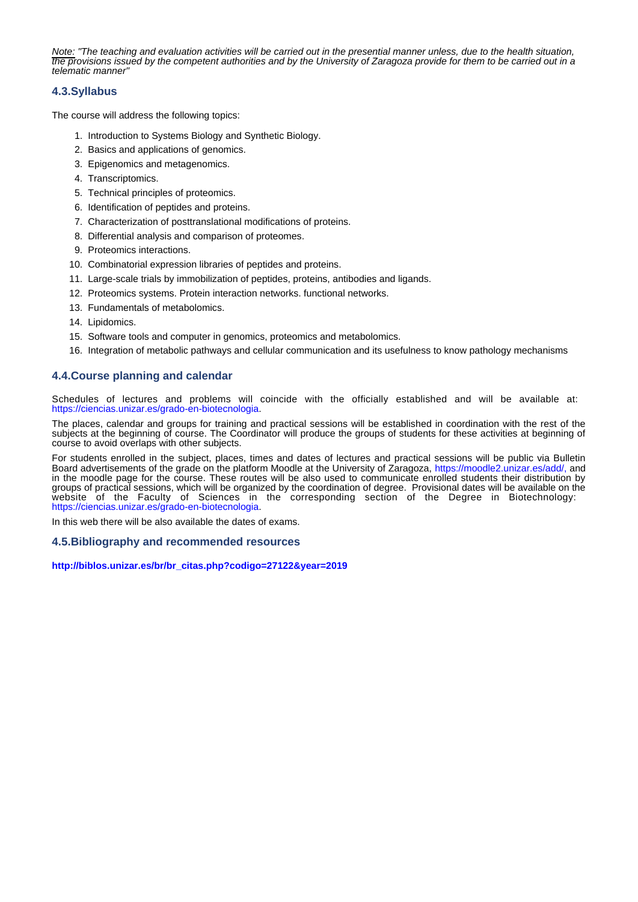*Note: "The teaching and evaluation activities will be carried out in the presential manner unless, due to the health situation, the provisions issued by the competent authorities and by the University of Zaragoza provide for them to be carried out in a telematic manner"*

## 4.3.Syllabus

The course will address the following topics:

1. Introduction to Systems Biology and Synthetic Biology.
2. Basics and applications of genomics.
3. Epigenomics and metagenomics.
4. Transcriptomics.
5. Technical principles of proteomics.
6. Identification of peptides and proteins.
7. Characterization of posttranslational modifications of proteins.
8. Differential analysis and comparison of proteomes.
9. Proteomics interactions.
10. Combinatorial expression libraries of peptides and proteins.
11. Large-scale trials by immobilization of peptides, proteins, antibodies and ligands.
12. Proteomics systems. Protein interaction networks. functional networks.
13. Fundamentals of metabolomics.
14. Lipidomics.
15. Software tools and computer in genomics, proteomics and metabolomics.
16. Integration of metabolic pathways and cellular communication and its usefulness to know pathology mechanisms

## 4.4.Course planning and calendar

Schedules of lectures and problems will coincide with the officially established and will be available at: https://ciencias.unizar.es/grado-en-biotecnologia.

The places, calendar and groups for training and practical sessions will be established in coordination with the rest of the subjects at the beginning of course. The Coordinator will produce the groups of students for these activities at beginning of course to avoid overlaps with other subjects.

For students enrolled in the subject, places, times and dates of lectures and practical sessions will be public via Bulletin Board advertisements of the grade on the platform Moodle at the University of Zaragoza, https://moodle2.unizar.es/add/, and in the moodle page for the course. These routes will be also used to communicate enrolled students their distribution by groups of practical sessions, which will be organized by the coordination of degree. Provisional dates will be available on the website of the Faculty of Sciences in the corresponding section of the Degree in Biotechnology: https://ciencias.unizar.es/grado-en-biotecnologia.

In this web there will be also available the dates of exams.

## 4.5.Bibliography and recommended resources

**http://biblos.unizar.es/br/br_citas.php?codigo=27122&year=2019**